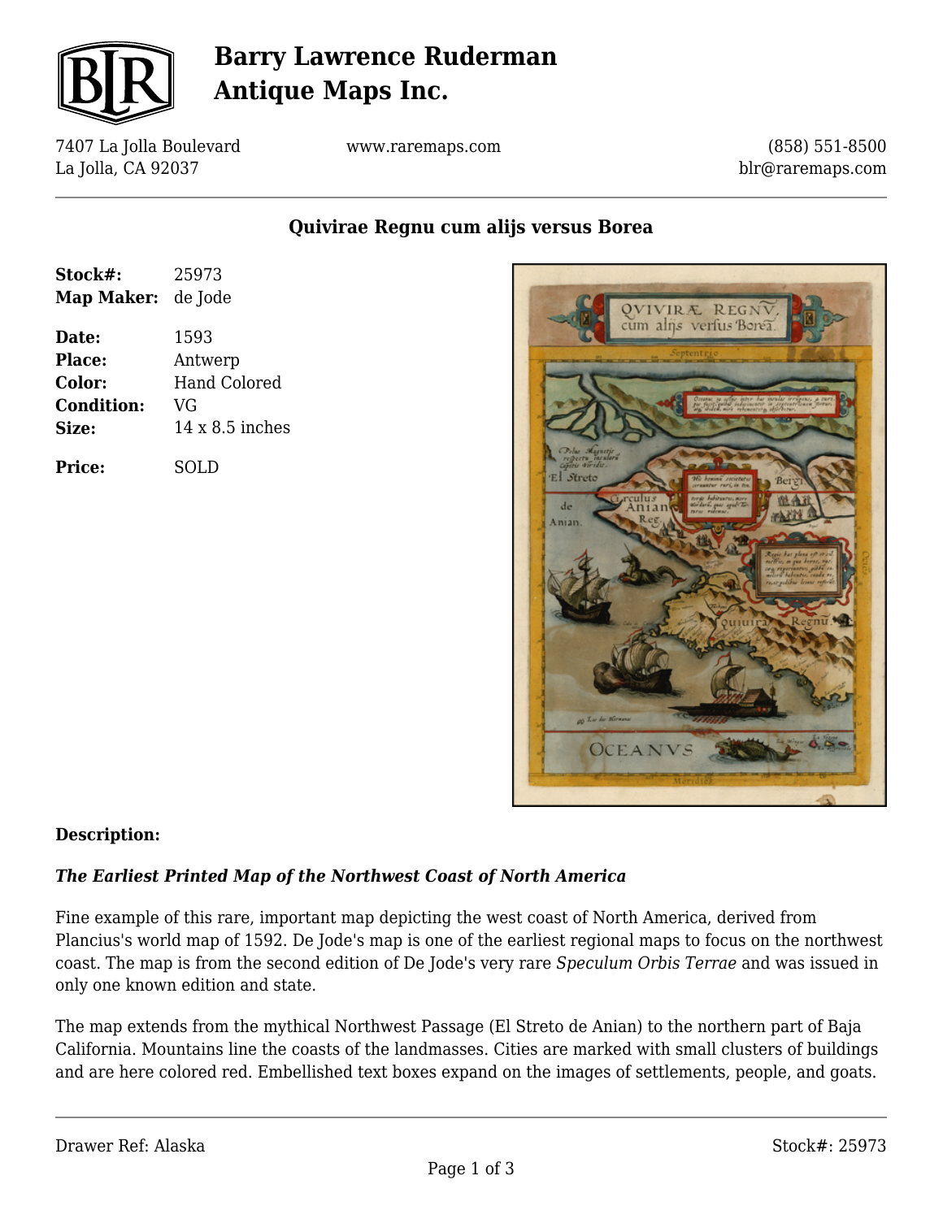# Barry Lawrence Ruderman Antique Maps Inc.

7407 La Jolla Boulevard
La Jolla, CA 92037

www.raremaps.com

(858) 551-8500
blr@raremaps.com

## Quivirae Regnu cum alijs versus Borea

| | |
|---|---|
| **Stock#:** | 25973 |
| **Map Maker:** | de Jode |
| **Date:** | 1593 |
| **Place:** | Antwerp |
| **Color:** | Hand Colored |
| **Condition:** | VG |
| **Size:** | 14 x 8.5 inches |
| **Price:** | SOLD |

**Description:**

***The Earliest Printed Map of the Northwest Coast of North America***

Fine example of this rare, important map depicting the west coast of North America, derived from Plancius's world map of 1592. De Jode's map is one of the earliest regional maps to focus on the northwest coast. The map is from the second edition of De Jode's very rare *Speculum Orbis Terrae* and was issued in only one known edition and state.

The map extends from the mythical Northwest Passage (El Streto de Anian) to the northern part of Baja California. Mountains line the coasts of the landmasses. Cities are marked with small clusters of buildings and are here colored red. Embellished text boxes expand on the images of settlements, people, and goats.

Drawer Ref: Alaska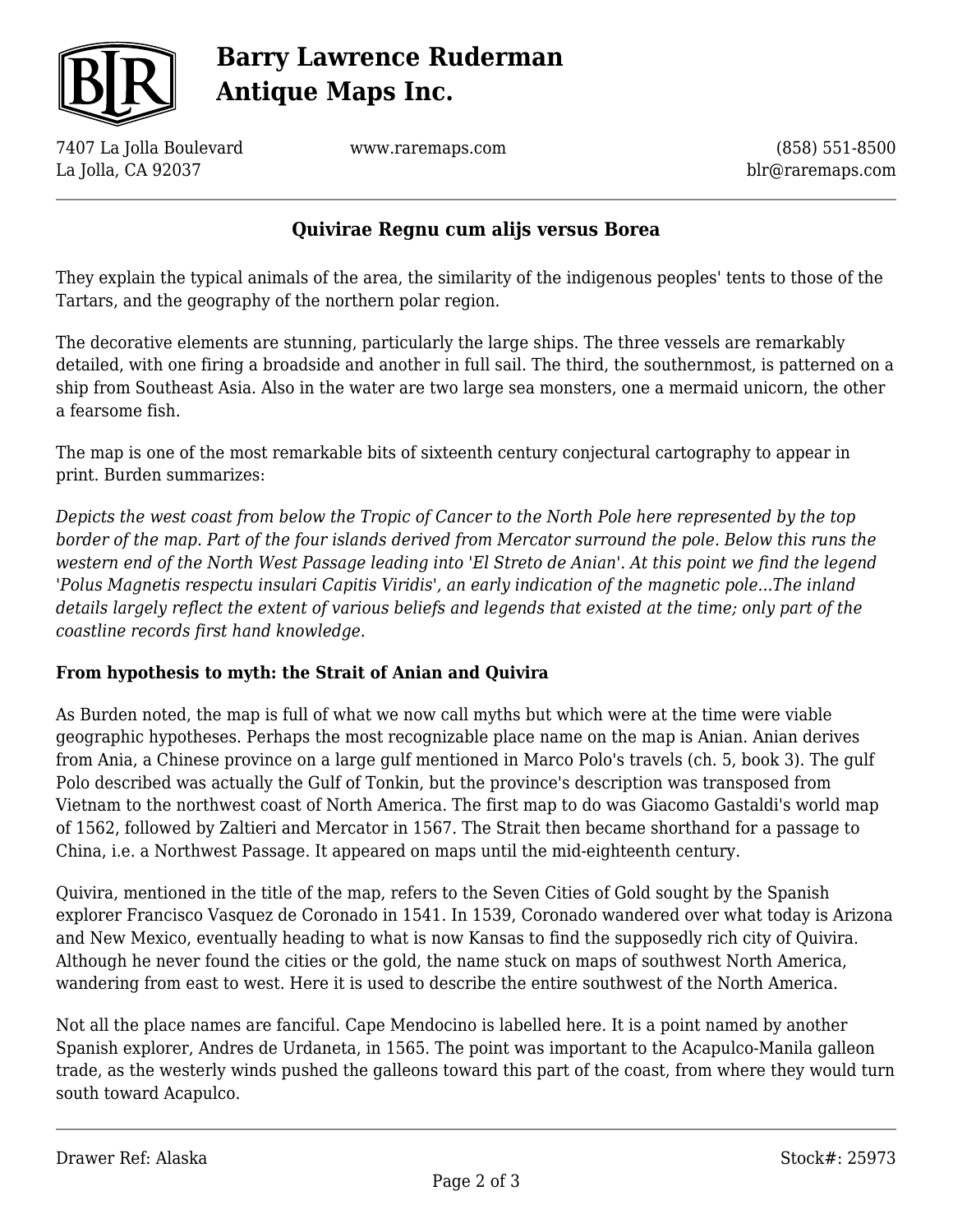## Quivirae Regnu cum alijs versus Borea

They explain the typical animals of the area, the similarity of the indigenous peoples' tents to those of the Tartars, and the geography of the northern polar region.

The decorative elements are stunning, particularly the large ships. The three vessels are remarkably detailed, with one firing a broadside and another in full sail. The third, the southernmost, is patterned on a ship from Southeast Asia. Also in the water are two large sea monsters, one a mermaid unicorn, the other a fearsome fish.

The map is one of the most remarkable bits of sixteenth century conjectural cartography to appear in print. Burden summarizes:

*Depicts the west coast from below the Tropic of Cancer to the North Pole here represented by the top border of the map. Part of the four islands derived from Mercator surround the pole. Below this runs the western end of the North West Passage leading into 'El Streto de Anian'. At this point we find the legend 'Polus Magnetis respectu insulari Capitis Viridis', an early indication of the magnetic pole...The inland details largely reflect the extent of various beliefs and legends that existed at the time; only part of the coastline records first hand knowledge.*

**From hypothesis to myth: the Strait of Anian and Quivira**

As Burden noted, the map is full of what we now call myths but which were at the time were viable geographic hypotheses. Perhaps the most recognizable place name on the map is Anian. Anian derives from Ania, a Chinese province on a large gulf mentioned in Marco Polo's travels (ch. 5, book 3). The gulf Polo described was actually the Gulf of Tonkin, but the province's description was transposed from Vietnam to the northwest coast of North America. The first map to do was Giacomo Gastaldi's world map of 1562, followed by Zaltieri and Mercator in 1567. The Strait then became shorthand for a passage to China, i.e. a Northwest Passage. It appeared on maps until the mid-eighteenth century.

Quivira, mentioned in the title of the map, refers to the Seven Cities of Gold sought by the Spanish explorer Francisco Vasquez de Coronado in 1541. In 1539, Coronado wandered over what today is Arizona and New Mexico, eventually heading to what is now Kansas to find the supposedly rich city of Quivira. Although he never found the cities or the gold, the name stuck on maps of southwest North America, wandering from east to west. Here it is used to describe the entire southwest of the North America.

Not all the place names are fanciful. Cape Mendocino is labelled here. It is a point named by another Spanish explorer, Andres de Urdaneta, in 1565. The point was important to the Acapulco-Manila galleon trade, as the westerly winds pushed the galleons toward this part of the coast, from where they would turn south toward Acapulco.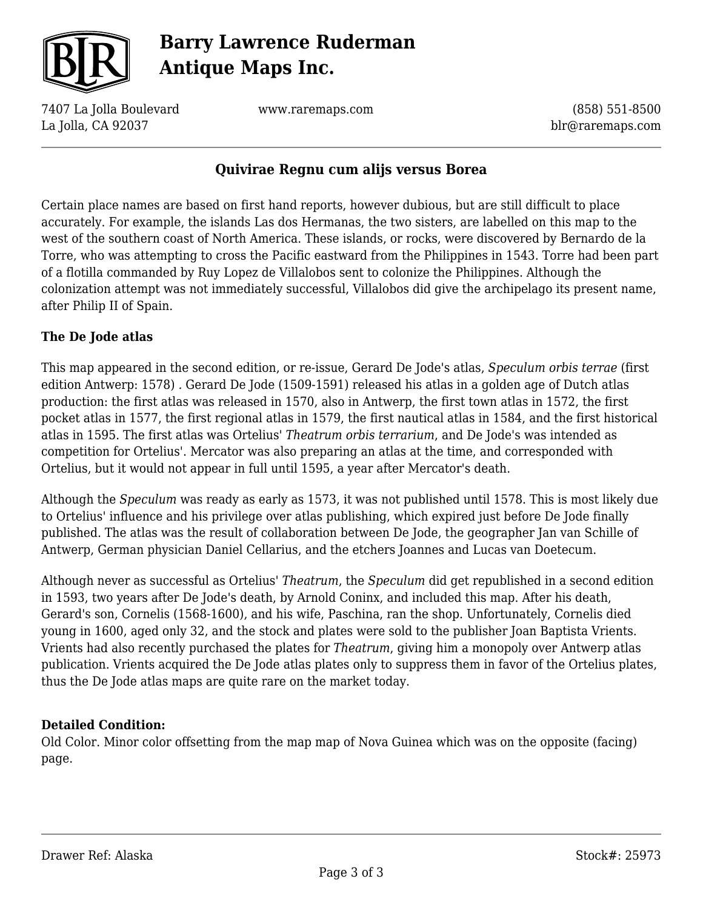## Quivirae Regnu cum alijs versus Borea

Certain place names are based on first hand reports, however dubious, but are still difficult to place accurately. For example, the islands Las dos Hermanas, the two sisters, are labelled on this map to the west of the southern coast of North America. These islands, or rocks, were discovered by Bernardo de la Torre, who was attempting to cross the Pacific eastward from the Philippines in 1543. Torre had been part of a flotilla commanded by Ruy Lopez de Villalobos sent to colonize the Philippines. Although the colonization attempt was not immediately successful, Villalobos did give the archipelago its present name, after Philip II of Spain.

### The De Jode atlas

This map appeared in the second edition, or re-issue, Gerard De Jode's atlas, *Speculum orbis terrae* (first edition Antwerp: 1578) . Gerard De Jode (1509-1591) released his atlas in a golden age of Dutch atlas production: the first atlas was released in 1570, also in Antwerp, the first town atlas in 1572, the first pocket atlas in 1577, the first regional atlas in 1579, the first nautical atlas in 1584, and the first historical atlas in 1595. The first atlas was Ortelius' *Theatrum orbis terrarium*, and De Jode's was intended as competition for Ortelius'. Mercator was also preparing an atlas at the time, and corresponded with Ortelius, but it would not appear in full until 1595, a year after Mercator's death.

Although the *Speculum* was ready as early as 1573, it was not published until 1578. This is most likely due to Ortelius' influence and his privilege over atlas publishing, which expired just before De Jode finally published. The atlas was the result of collaboration between De Jode, the geographer Jan van Schille of Antwerp, German physician Daniel Cellarius, and the etchers Joannes and Lucas van Doetecum.

Although never as successful as Ortelius' *Theatrum*, the *Speculum* did get republished in a second edition in 1593, two years after De Jode's death, by Arnold Coninx, and included this map. After his death, Gerard's son, Cornelis (1568-1600), and his wife, Paschina, ran the shop. Unfortunately, Cornelis died young in 1600, aged only 32, and the stock and plates were sold to the publisher Joan Baptista Vrients. Vrients had also recently purchased the plates for *Theatrum*, giving him a monopoly over Antwerp atlas publication. Vrients acquired the De Jode atlas plates only to suppress them in favor of the Ortelius plates, thus the De Jode atlas maps are quite rare on the market today.

**Detailed Condition:**
Old Color. Minor color offsetting from the map map of Nova Guinea which was on the opposite (facing) page.